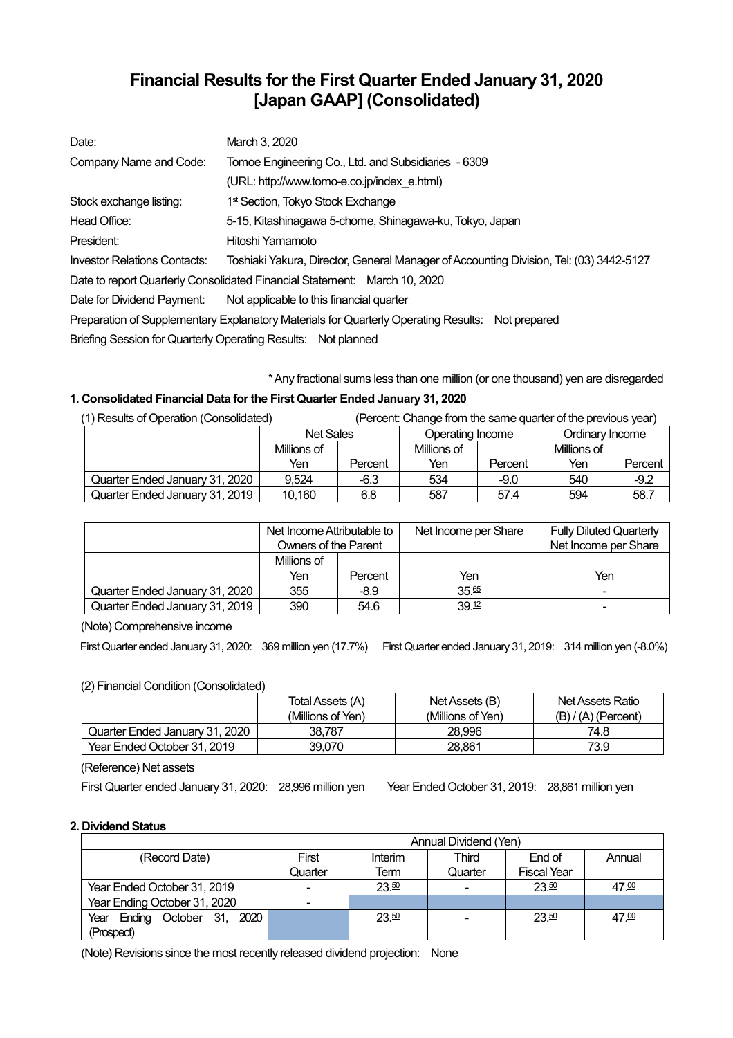# Financial Results for the First Quarter Ended January 31, 2020 [Japan GAAP] (Consolidated)

| | |
|---|---|
| Date: | March 3, 2020 |
| Company Name and Code: | Tomoe Engineering Co., Ltd. and Subsidiaries - 6309 |
| | (URL: http://www.tomo-e.co.jp/index_e.html) |
| Stock exchange listing: | 1st Section, Tokyo Stock Exchange |
| Head Office: | 5-15, Kitashinagawa 5-chome, Shinagawa-ku, Tokyo, Japan |
| President: | Hitoshi Yamamoto |
| Investor Relations Contacts: | Toshiaki Yakura, Director, General Manager of Accounting Division, Tel: (03) 3442-5127 |

Date to report Quarterly Consolidated Financial Statement: March 10, 2020

Date for Dividend Payment: Not applicable to this financial quarter

Preparation of Supplementary Explanatory Materials for Quarterly Operating Results: Not prepared

Briefing Session for Quarterly Operating Results: Not planned

\* Any fractional sums less than one million (or one thousand) yen are disregarded

### 1. Consolidated Financial Data for the First Quarter Ended January 31, 2020

(1) Results of Operation (Consolidated) (Percent: Change from the same quarter of the previous year)

| | Net Sales | | Operating Income | | Ordinary Income | |
|---|---|---|---|---|---|---|
| | Millions of Yen | Percent | Millions of Yen | Percent | Millions of Yen | Percent |
| Quarter Ended January 31, 2020 | 9,524 | -6.3 | 534 | -9.0 | 540 | -9.2 |
| Quarter Ended January 31, 2019 | 10,160 | 6.8 | 587 | 57.4 | 594 | 58.7 |

| | Net Income Attributable to Owners of the Parent | | Net Income per Share | Fully Diluted Quarterly Net Income per Share |
|---|---|---|---|---|
| | Millions of Yen | Percent | Yen | Yen |
| Quarter Ended January 31, 2020 | 355 | -8.9 | 35.65 | - |
| Quarter Ended January 31, 2019 | 390 | 54.6 | 39.12 | - |

(Note) Comprehensive income

First Quarter ended January 31, 2020: 369 million yen (17.7%) First Quarter ended January 31, 2019: 314 million yen (-8.0%)

(2) Financial Condition (Consolidated)

| | Total Assets (A) (Millions of Yen) | Net Assets (B) (Millions of Yen) | Net Assets Ratio (B) / (A) (Percent) |
|---|---|---|---|
| Quarter Ended January 31, 2020 | 38,787 | 28,996 | 74.8 |
| Year Ended October 31, 2019 | 39,070 | 28,861 | 73.9 |

(Reference) Net assets

First Quarter ended January 31, 2020: 28,996 million yen Year Ended October 31, 2019: 28,861 million yen

### 2. Dividend Status

| | Annual Dividend (Yen) | | | | |
|---|---|---|---|---|---|
| (Record Date) | First Quarter | Interim Term | Third Quarter | End of Fiscal Year | Annual |
| Year Ended October 31, 2019 | - | 23.50 | - | 23.50 | 47.00 |
| Year Ending October 31, 2020 | - | | | | |
| Year Ending October 31, 2020 (Prospect) | | 23.50 | - | 23.50 | 47.00 |

(Note) Revisions since the most recently released dividend projection: None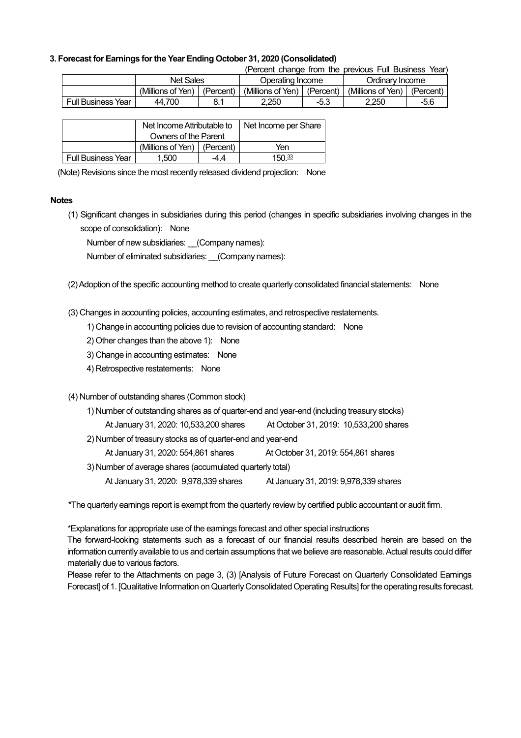### 3. Forecast for Earnings for the Year Ending October 31, 2020 (Consolidated)

(Percent change from the previous Full Business Year)

| | Net Sales | | Operating Income | | Ordinary Income | |
|---|---|---|---|---|---|---|
| | (Millions of Yen) | (Percent) | (Millions of Yen) | (Percent) | (Millions of Yen) | (Percent) |
| Full Business Year | 44,700 | 8.1 | 2,250 | -5.3 | 2,250 | -5.6 |

| | Net Income Attributable to Owners of the Parent | | Net Income per Share |
|---|---|---|---|
| | (Millions of Yen) | (Percent) | Yen |
| Full Business Year | 1,500 | -4.4 | 150.33 |

(Note) Revisions since the most recently released dividend projection: None

**Notes**

(1) Significant changes in subsidiaries during this period (changes in specific subsidiaries involving changes in the scope of consolidation): None

Number of new subsidiaries: __(Company names):

Number of eliminated subsidiaries: __(Company names):

(2) Adoption of the specific accounting method to create quarterly consolidated financial statements: None

(3) Changes in accounting policies, accounting estimates, and retrospective restatements.

1) Change in accounting policies due to revision of accounting standard: None

2) Other changes than the above 1): None

3) Change in accounting estimates: None

4) Retrospective restatements: None

(4) Number of outstanding shares (Common stock)

1) Number of outstanding shares as of quarter-end and year-end (including treasury stocks)

At January 31, 2020: 10,533,200 shares At October 31, 2019: 10,533,200 shares

2) Number of treasury stocks as of quarter-end and year-end

At January 31, 2020: 554,861 shares At October 31, 2019: 554,861 shares

3) Number of average shares (accumulated quarterly total)

At January 31, 2020: 9,978,339 shares At January 31, 2019: 9,978,339 shares

*The quarterly earnings report is exempt from the quarterly review by certified public accountant or audit firm.

*Explanations for appropriate use of the earnings forecast and other special instructions

The forward-looking statements such as a forecast of our financial results described herein are based on the information currently available to us and certain assumptions that we believe are reasonable. Actual results could differ materially due to various factors.

Please refer to the Attachments on page 3, (3) [Analysis of Future Forecast on Quarterly Consolidated Earnings Forecast] of 1. [Qualitative Information on Quarterly Consolidated Operating Results] for the operating results forecast.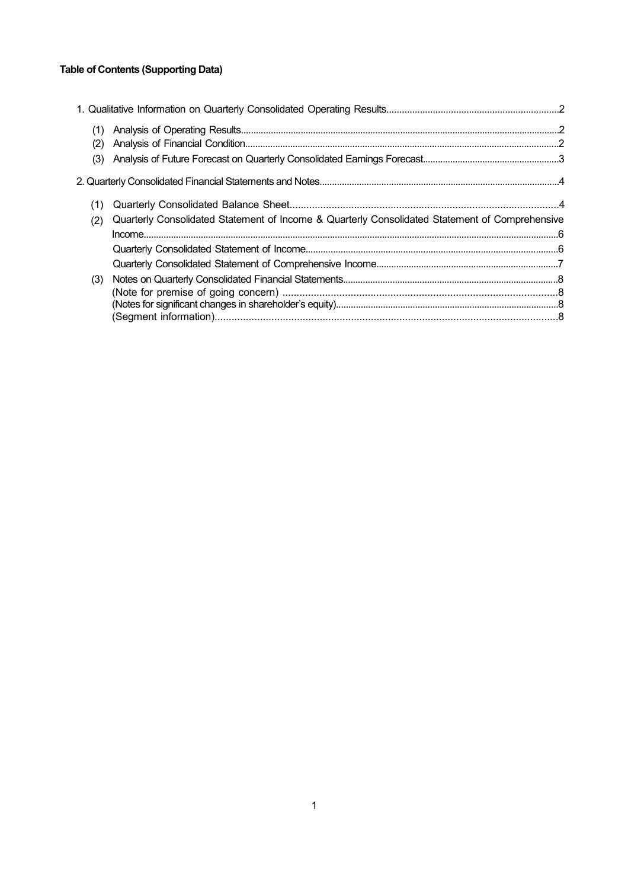**Table of Contents (Supporting Data)**

1. Qualitative Information on Quarterly Consolidated Operating Results....2
   - (1) Analysis of Operating Results....2
   - (2) Analysis of Financial Condition....2
   - (3) Analysis of Future Forecast on Quarterly Consolidated Earnings Forecast....3
2. Quarterly Consolidated Financial Statements and Notes....4
   - (1) Quarterly Consolidated Balance Sheet....4
   - (2) Quarterly Consolidated Statement of Income & Quarterly Consolidated Statement of Comprehensive Income....6
     - Quarterly Consolidated Statement of Income....6
     - Quarterly Consolidated Statement of Comprehensive Income....7
   - (3) Notes on Quarterly Consolidated Financial Statements....8
     - (Note for premise of going concern) ....8
     - (Notes for significant changes in shareholder's equity)....8
     - (Segment information)....8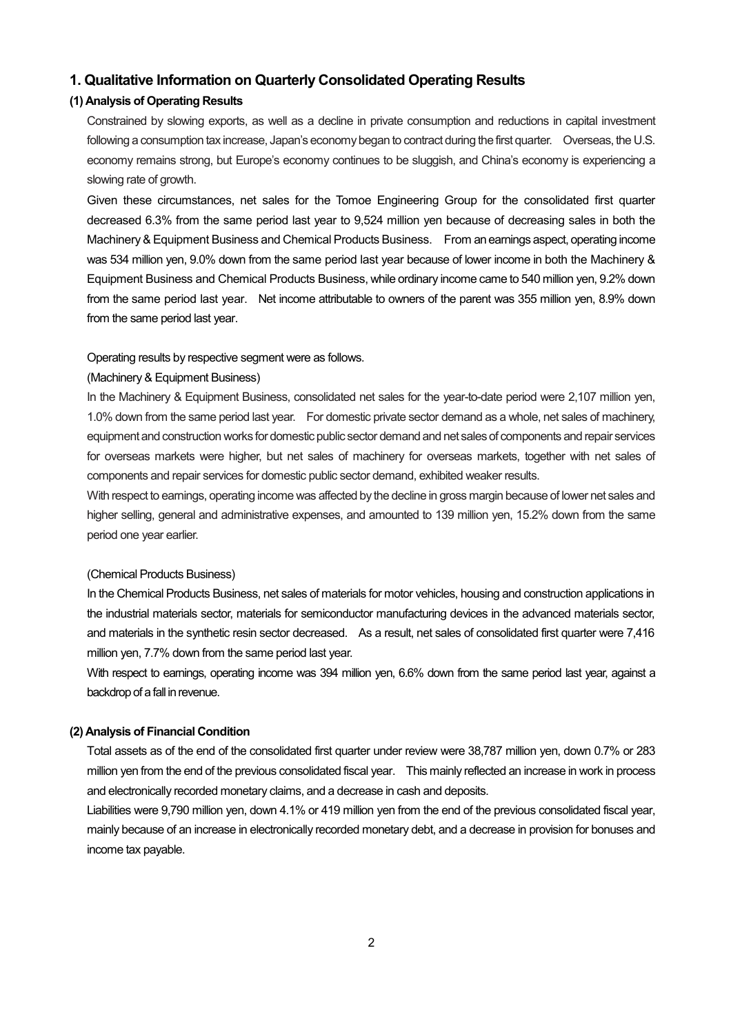## 1. Qualitative Information on Quarterly Consolidated Operating Results

### (1) Analysis of Operating Results

Constrained by slowing exports, as well as a decline in private consumption and reductions in capital investment following a consumption tax increase, Japan's economy began to contract during the first quarter. Overseas, the U.S. economy remains strong, but Europe's economy continues to be sluggish, and China's economy is experiencing a slowing rate of growth.

Given these circumstances, net sales for the Tomoe Engineering Group for the consolidated first quarter decreased 6.3% from the same period last year to 9,524 million yen because of decreasing sales in both the Machinery & Equipment Business and Chemical Products Business. From an earnings aspect, operating income was 534 million yen, 9.0% down from the same period last year because of lower income in both the Machinery & Equipment Business and Chemical Products Business, while ordinary income came to 540 million yen, 9.2% down from the same period last year. Net income attributable to owners of the parent was 355 million yen, 8.9% down from the same period last year.

Operating results by respective segment were as follows.

(Machinery & Equipment Business)

In the Machinery & Equipment Business, consolidated net sales for the year-to-date period were 2,107 million yen, 1.0% down from the same period last year. For domestic private sector demand as a whole, net sales of machinery, equipment and construction works for domestic public sector demand and net sales of components and repair services for overseas markets were higher, but net sales of machinery for overseas markets, together with net sales of components and repair services for domestic public sector demand, exhibited weaker results.

With respect to earnings, operating income was affected by the decline in gross margin because of lower net sales and higher selling, general and administrative expenses, and amounted to 139 million yen, 15.2% down from the same period one year earlier.

(Chemical Products Business)

In the Chemical Products Business, net sales of materials for motor vehicles, housing and construction applications in the industrial materials sector, materials for semiconductor manufacturing devices in the advanced materials sector, and materials in the synthetic resin sector decreased. As a result, net sales of consolidated first quarter were 7,416 million yen, 7.7% down from the same period last year.

With respect to earnings, operating income was 394 million yen, 6.6% down from the same period last year, against a backdrop of a fall in revenue.

### (2) Analysis of Financial Condition

Total assets as of the end of the consolidated first quarter under review were 38,787 million yen, down 0.7% or 283 million yen from the end of the previous consolidated fiscal year. This mainly reflected an increase in work in process and electronically recorded monetary claims, and a decrease in cash and deposits.

Liabilities were 9,790 million yen, down 4.1% or 419 million yen from the end of the previous consolidated fiscal year, mainly because of an increase in electronically recorded monetary debt, and a decrease in provision for bonuses and income tax payable.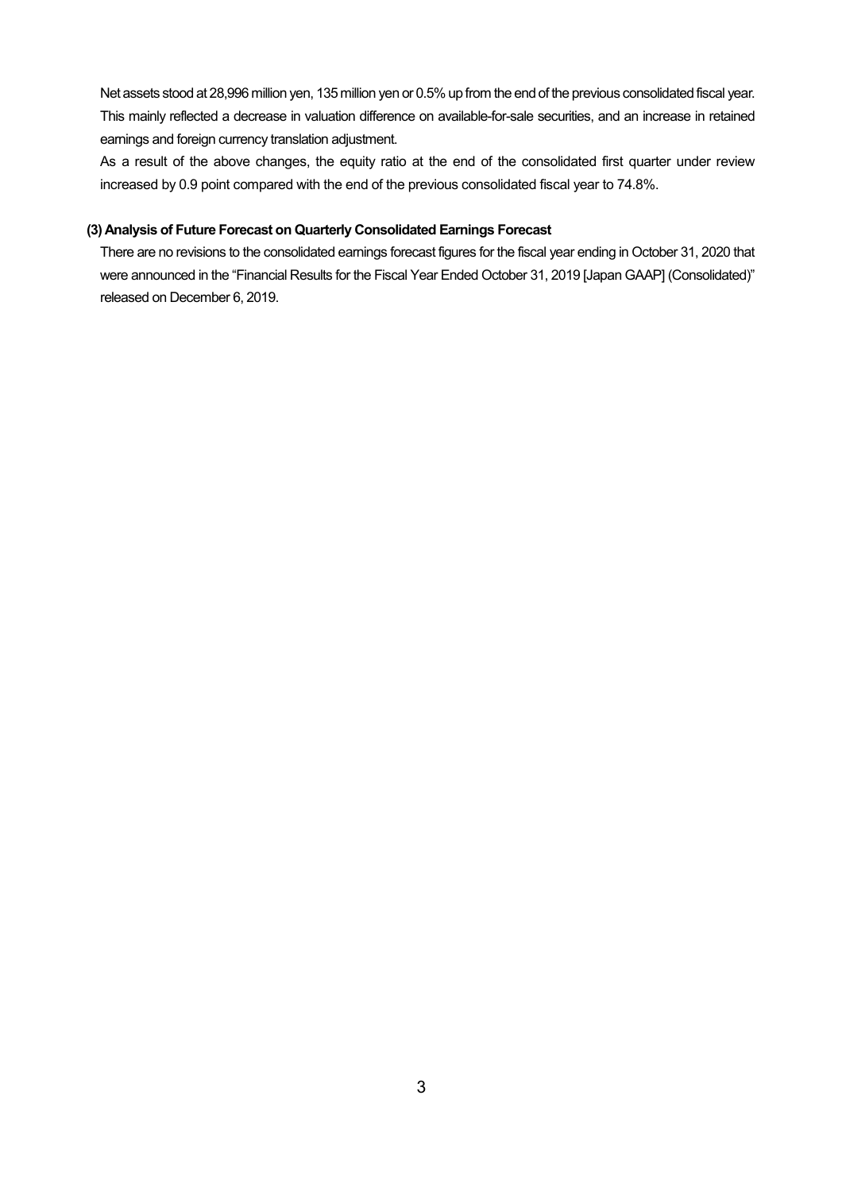Net assets stood at 28,996 million yen, 135 million yen or 0.5% up from the end of the previous consolidated fiscal year. This mainly reflected a decrease in valuation difference on available-for-sale securities, and an increase in retained earnings and foreign currency translation adjustment.

As a result of the above changes, the equity ratio at the end of the consolidated first quarter under review increased by 0.9 point compared with the end of the previous consolidated fiscal year to 74.8%.

### (3) Analysis of Future Forecast on Quarterly Consolidated Earnings Forecast

There are no revisions to the consolidated earnings forecast figures for the fiscal year ending in October 31, 2020 that were announced in the "Financial Results for the Fiscal Year Ended October 31, 2019 [Japan GAAP] (Consolidated)" released on December 6, 2019.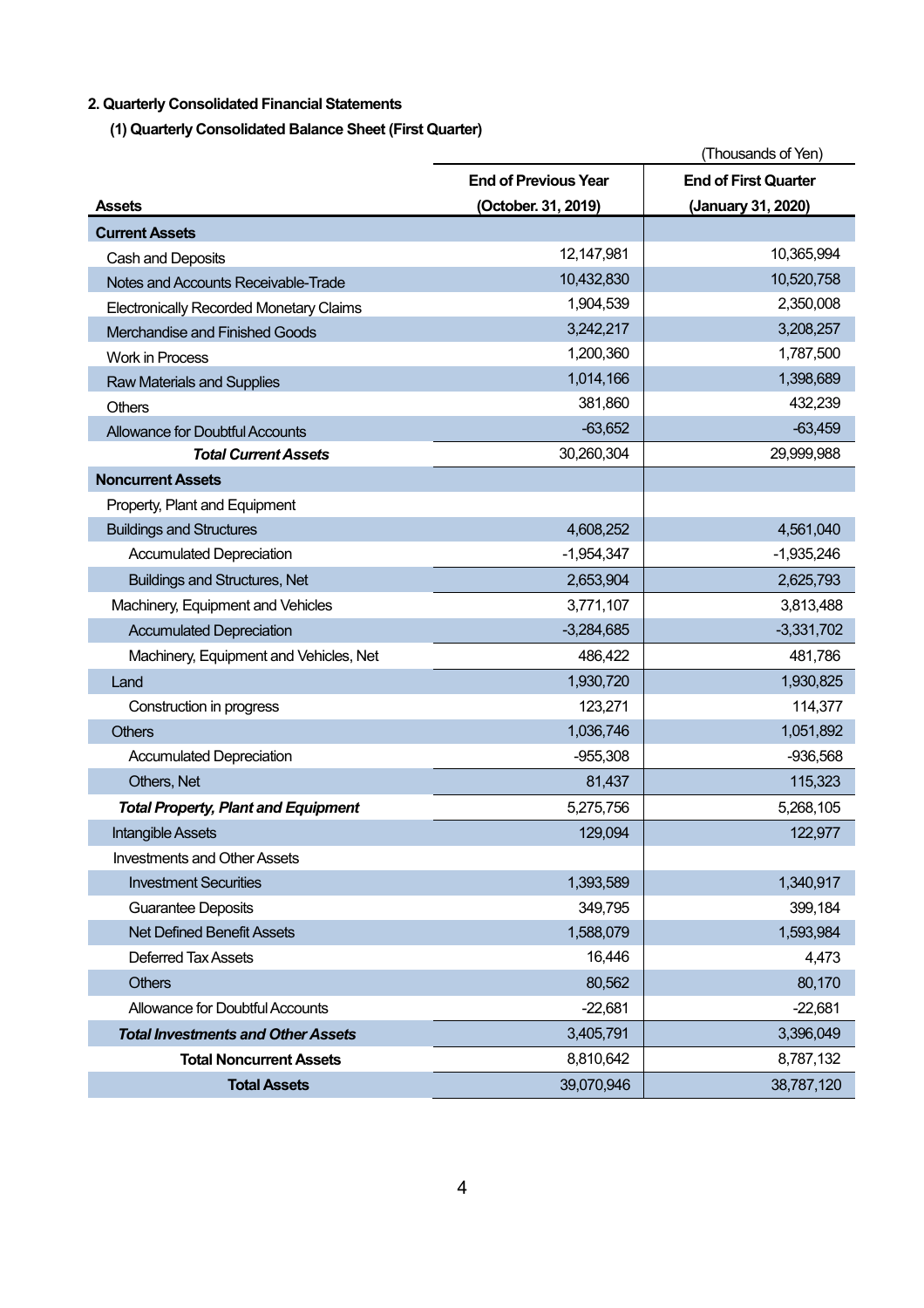## 2. Quarterly Consolidated Financial Statements

### (1) Quarterly Consolidated Balance Sheet (First Quarter)

(Thousands of Yen)

| Assets | End of Previous Year (October. 31, 2019) | End of First Quarter (January 31, 2020) |
|---|---|---|
| **Current Assets** | | |
| Cash and Deposits | 12,147,981 | 10,365,994 |
| Notes and Accounts Receivable-Trade | 10,432,830 | 10,520,758 |
| Electronically Recorded Monetary Claims | 1,904,539 | 2,350,008 |
| Merchandise and Finished Goods | 3,242,217 | 3,208,257 |
| Work in Process | 1,200,360 | 1,787,500 |
| Raw Materials and Supplies | 1,014,166 | 1,398,689 |
| Others | 381,860 | 432,239 |
| Allowance for Doubtful Accounts | -63,652 | -63,459 |
| ***Total Current Assets*** | 30,260,304 | 29,999,988 |
| **Noncurrent Assets** | | |
| Property, Plant and Equipment | | |
| Buildings and Structures | 4,608,252 | 4,561,040 |
| Accumulated Depreciation | -1,954,347 | -1,935,246 |
| Buildings and Structures, Net | 2,653,904 | 2,625,793 |
| Machinery, Equipment and Vehicles | 3,771,107 | 3,813,488 |
| Accumulated Depreciation | -3,284,685 | -3,331,702 |
| Machinery, Equipment and Vehicles, Net | 486,422 | 481,786 |
| Land | 1,930,720 | 1,930,825 |
| Construction in progress | 123,271 | 114,377 |
| Others | 1,036,746 | 1,051,892 |
| Accumulated Depreciation | -955,308 | -936,568 |
| Others, Net | 81,437 | 115,323 |
| ***Total Property, Plant and Equipment*** | 5,275,756 | 5,268,105 |
| Intangible Assets | 129,094 | 122,977 |
| Investments and Other Assets | | |
| Investment Securities | 1,393,589 | 1,340,917 |
| Guarantee Deposits | 349,795 | 399,184 |
| Net Defined Benefit Assets | 1,588,079 | 1,593,984 |
| Deferred Tax Assets | 16,446 | 4,473 |
| Others | 80,562 | 80,170 |
| Allowance for Doubtful Accounts | -22,681 | -22,681 |
| ***Total Investments and Other Assets*** | 3,405,791 | 3,396,049 |
| **Total Noncurrent Assets** | 8,810,642 | 8,787,132 |
| **Total Assets** | 39,070,946 | 38,787,120 |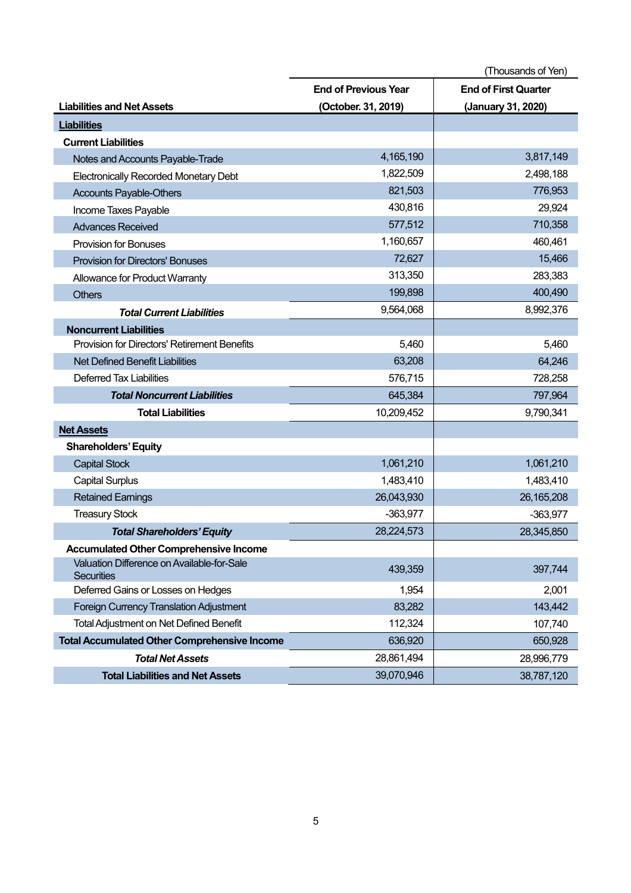(Thousands of Yen)

| Liabilities and Net Assets | End of Previous Year (October. 31, 2019) | End of First Quarter (January 31, 2020) |
|---|---|---|
| **Liabilities** | | |
| **Current Liabilities** | | |
| Notes and Accounts Payable-Trade | 4,165,190 | 3,817,149 |
| Electronically Recorded Monetary Debt | 1,822,509 | 2,498,188 |
| Accounts Payable-Others | 821,503 | 776,953 |
| Income Taxes Payable | 430,816 | 29,924 |
| Advances Received | 577,512 | 710,358 |
| Provision for Bonuses | 1,160,657 | 460,461 |
| Provision for Directors' Bonuses | 72,627 | 15,466 |
| Allowance for Product Warranty | 313,350 | 283,383 |
| Others | 199,898 | 400,490 |
| ***Total Current Liabilities*** | 9,564,068 | 8,992,376 |
| **Noncurrent Liabilities** | | |
| Provision for Directors' Retirement Benefits | 5,460 | 5,460 |
| Net Defined Benefit Liabilities | 63,208 | 64,246 |
| Deferred Tax Liabilities | 576,715 | 728,258 |
| ***Total Noncurrent Liabilities*** | 645,384 | 797,964 |
| **Total Liabilities** | 10,209,452 | 9,790,341 |
| **Net Assets** | | |
| **Shareholders' Equity** | | |
| Capital Stock | 1,061,210 | 1,061,210 |
| Capital Surplus | 1,483,410 | 1,483,410 |
| Retained Earnings | 26,043,930 | 26,165,208 |
| Treasury Stock | -363,977 | -363,977 |
| ***Total Shareholders' Equity*** | 28,224,573 | 28,345,850 |
| **Accumulated Other Comprehensive Income** | | |
| Valuation Difference on Available-for-Sale Securities | 439,359 | 397,744 |
| Deferred Gains or Losses on Hedges | 1,954 | 2,001 |
| Foreign Currency Translation Adjustment | 83,282 | 143,442 |
| Total Adjustment on Net Defined Benefit | 112,324 | 107,740 |
| **Total Accumulated Other Comprehensive Income** | 636,920 | 650,928 |
| ***Total Net Assets*** | 28,861,494 | 28,996,779 |
| **Total Liabilities and Net Assets** | 39,070,946 | 38,787,120 |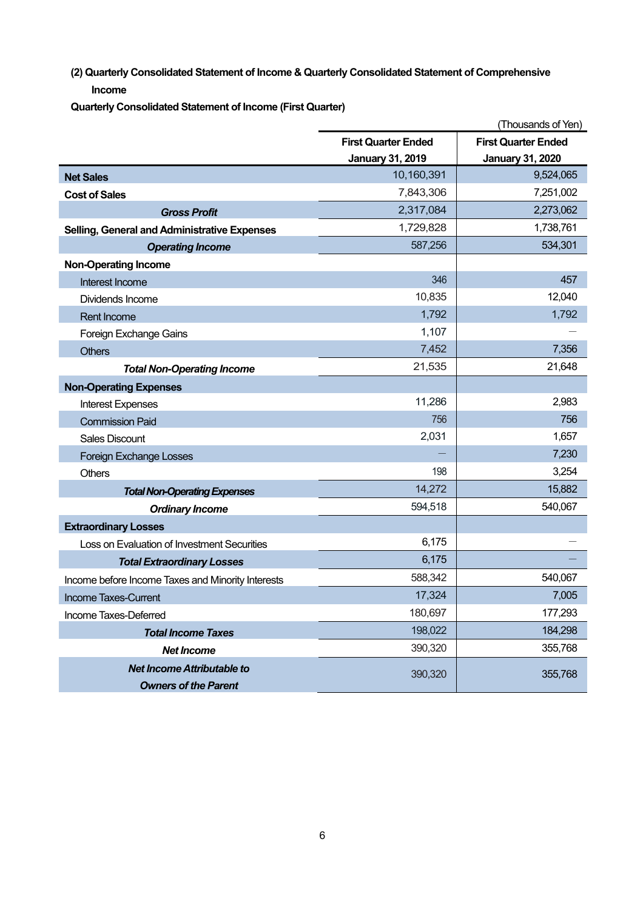### (2) Quarterly Consolidated Statement of Income & Quarterly Consolidated Statement of Comprehensive Income

**Quarterly Consolidated Statement of Income (First Quarter)**

(Thousands of Yen)

| | First Quarter Ended January 31, 2019 | First Quarter Ended January 31, 2020 |
|---|---|---|
| **Net Sales** | 10,160,391 | 9,524,065 |
| **Cost of Sales** | 7,843,306 | 7,251,002 |
| ***Gross Profit*** | 2,317,084 | 2,273,062 |
| **Selling, General and Administrative Expenses** | 1,729,828 | 1,738,761 |
| ***Operating Income*** | 587,256 | 534,301 |
| **Non-Operating Income** | | |
| Interest Income | 346 | 457 |
| Dividends Income | 10,835 | 12,040 |
| Rent Income | 1,792 | 1,792 |
| Foreign Exchange Gains | 1,107 | ― |
| Others | 7,452 | 7,356 |
| ***Total Non-Operating Income*** | 21,535 | 21,648 |
| **Non-Operating Expenses** | | |
| Interest Expenses | 11,286 | 2,983 |
| Commission Paid | 756 | 756 |
| Sales Discount | 2,031 | 1,657 |
| Foreign Exchange Losses | ― | 7,230 |
| Others | 198 | 3,254 |
| ***Total Non-Operating Expenses*** | 14,272 | 15,882 |
| ***Ordinary Income*** | 594,518 | 540,067 |
| **Extraordinary Losses** | | |
| Loss on Evaluation of Investment Securities | 6,175 | ― |
| ***Total Extraordinary Losses*** | 6,175 | ― |
| Income before Income Taxes and Minority Interests | 588,342 | 540,067 |
| Income Taxes-Current | 17,324 | 7,005 |
| Income Taxes-Deferred | 180,697 | 177,293 |
| ***Total Income Taxes*** | 198,022 | 184,298 |
| ***Net Income*** | 390,320 | 355,768 |
| ***Net Income Attributable to Owners of the Parent*** | 390,320 | 355,768 |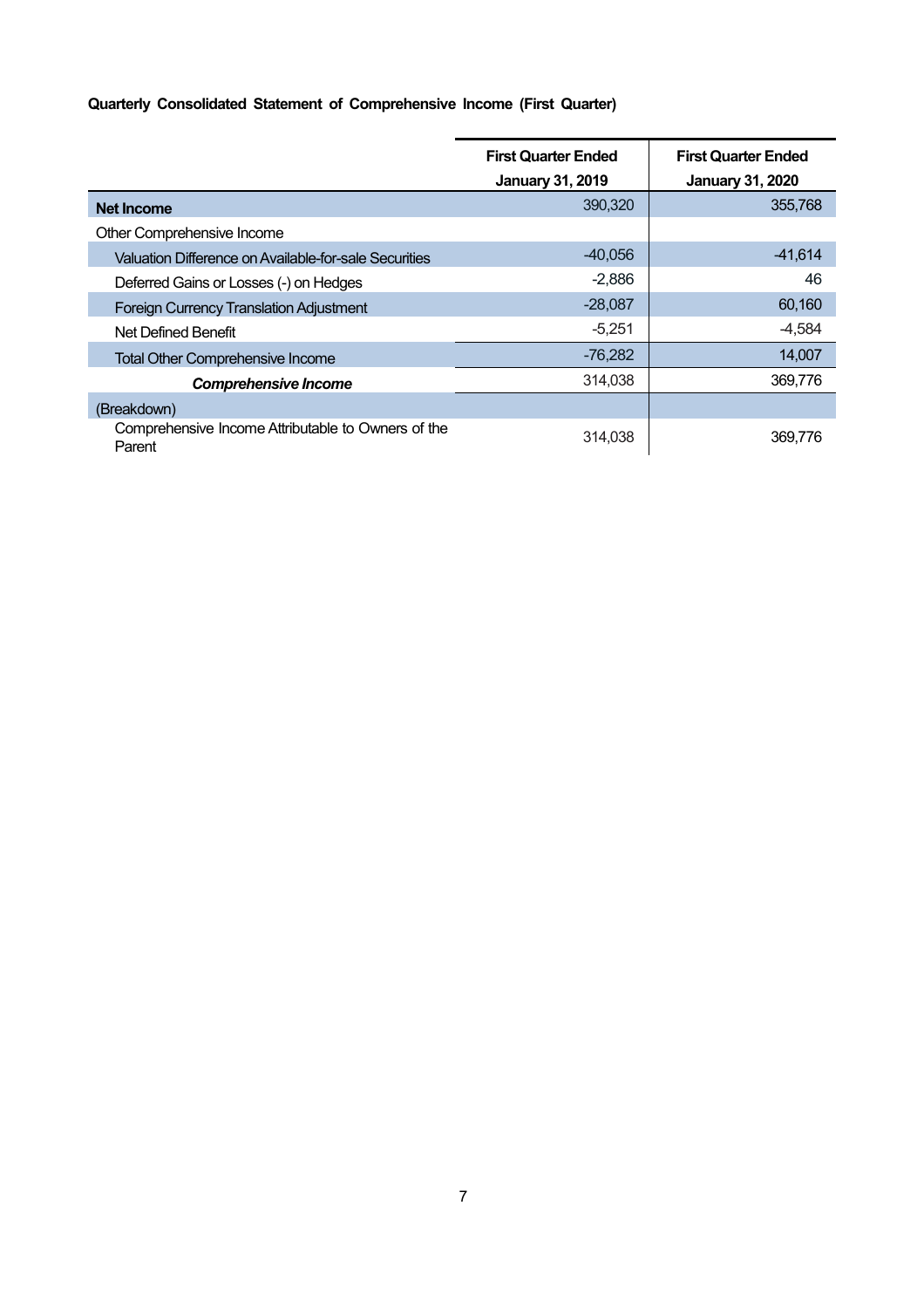**Quarterly Consolidated Statement of Comprehensive Income (First Quarter)**

| | First Quarter Ended January 31, 2019 | First Quarter Ended January 31, 2020 |
|---|---|---|
| **Net Income** | 390,320 | 355,768 |
| Other Comprehensive Income | | |
| Valuation Difference on Available-for-sale Securities | -40,056 | -41,614 |
| Deferred Gains or Losses (-) on Hedges | -2,886 | 46 |
| Foreign Currency Translation Adjustment | -28,087 | 60,160 |
| Net Defined Benefit | -5,251 | -4,584 |
| Total Other Comprehensive Income | -76,282 | 14,007 |
| ***Comprehensive Income*** | 314,038 | 369,776 |
| (Breakdown) | | |
| Comprehensive Income Attributable to Owners of the Parent | 314,038 | 369,776 |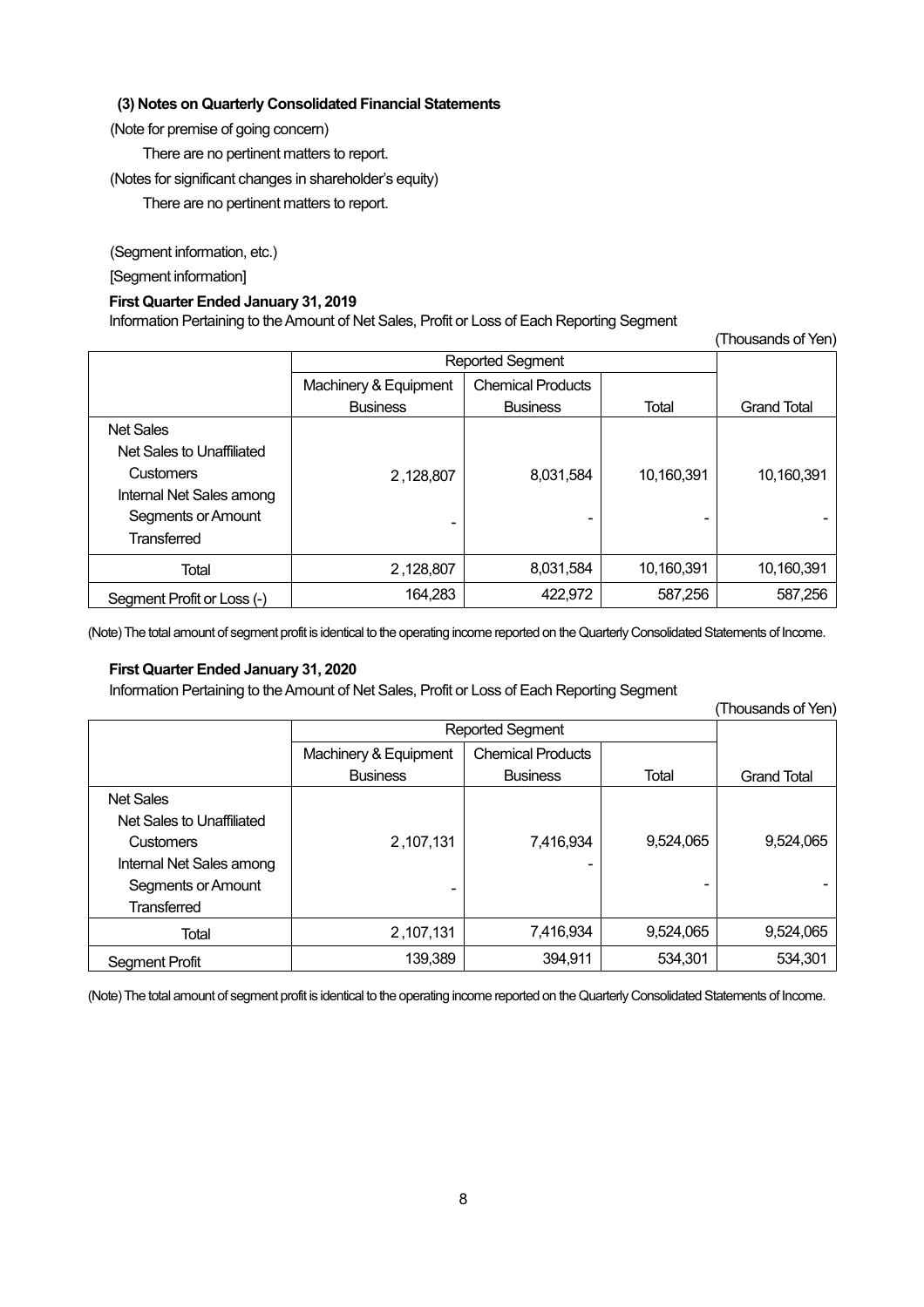### (3) Notes on Quarterly Consolidated Financial Statements

(Note for premise of going concern)

There are no pertinent matters to report.

(Notes for significant changes in shareholder's equity)

There are no pertinent matters to report.

(Segment information, etc.)

[Segment information]

**First Quarter Ended January 31, 2019**

Information Pertaining to the Amount of Net Sales, Profit or Loss of Each Reporting Segment

(Thousands of Yen)

| | Reported Segment | | | |
|---|---|---|---|---|
| | Machinery & Equipment Business | Chemical Products Business | Total | Grand Total |
| Net Sales<br>Net Sales to Unaffiliated Customers | 2,128,807 | 8,031,584 | 10,160,391 | 10,160,391 |
| Internal Net Sales among Segments or Amount Transferred | - | - | - | - |
| Total | 2,128,807 | 8,031,584 | 10,160,391 | 10,160,391 |
| Segment Profit or Loss (-) | 164,283 | 422,972 | 587,256 | 587,256 |

(Note) The total amount of segment profit is identical to the operating income reported on the Quarterly Consolidated Statements of Income.

**First Quarter Ended January 31, 2020**

Information Pertaining to the Amount of Net Sales, Profit or Loss of Each Reporting Segment

(Thousands of Yen)

| | Reported Segment | | | |
|---|---|---|---|---|
| | Machinery & Equipment Business | Chemical Products Business | Total | Grand Total |
| Net Sales<br>Net Sales to Unaffiliated Customers | 2,107,131 | 7,416,934 | 9,524,065 | 9,524,065 |
| Internal Net Sales among Segments or Amount Transferred | - | - | - | - |
| Total | 2,107,131 | 7,416,934 | 9,524,065 | 9,524,065 |
| Segment Profit | 139,389 | 394,911 | 534,301 | 534,301 |

(Note) The total amount of segment profit is identical to the operating income reported on the Quarterly Consolidated Statements of Income.